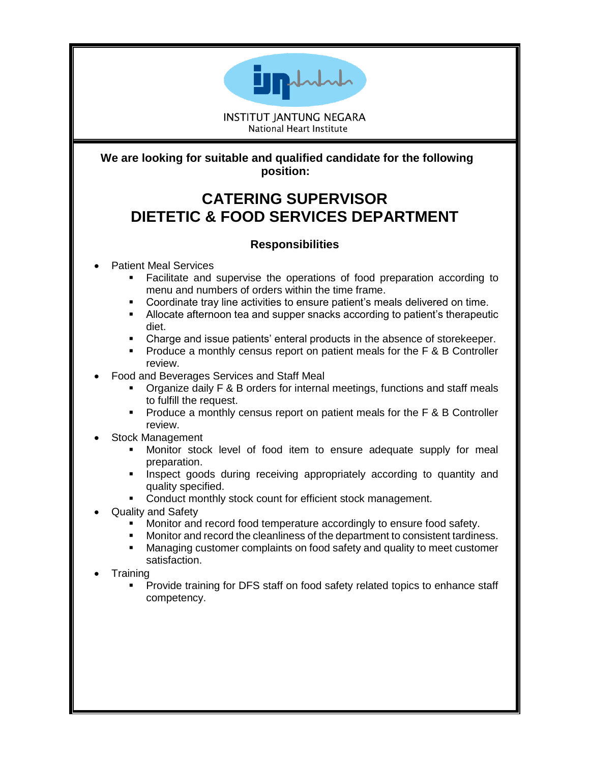INSTITUT JANTUNG NEGARA
National Heart Institute

**We are looking for suitable and qualified candidate for the following position:**

# CATERING SUPERVISOR
# DIETETIC & FOOD SERVICES DEPARTMENT

### Responsibilities

- Patient Meal Services
  - Facilitate and supervise the operations of food preparation according to menu and numbers of orders within the time frame.
  - Coordinate tray line activities to ensure patient's meals delivered on time.
  - Allocate afternoon tea and supper snacks according to patient's therapeutic diet.
  - Charge and issue patients' enteral products in the absence of storekeeper.
  - Produce a monthly census report on patient meals for the F & B Controller review.
- Food and Beverages Services and Staff Meal
  - Organize daily F & B orders for internal meetings, functions and staff meals to fulfill the request.
  - Produce a monthly census report on patient meals for the F & B Controller review.
- Stock Management
  - Monitor stock level of food item to ensure adequate supply for meal preparation.
  - Inspect goods during receiving appropriately according to quantity and quality specified.
  - Conduct monthly stock count for efficient stock management.
- Quality and Safety
  - Monitor and record food temperature accordingly to ensure food safety.
  - Monitor and record the cleanliness of the department to consistent tardiness.
  - Managing customer complaints on food safety and quality to meet customer satisfaction.
- Training
  - Provide training for DFS staff on food safety related topics to enhance staff competency.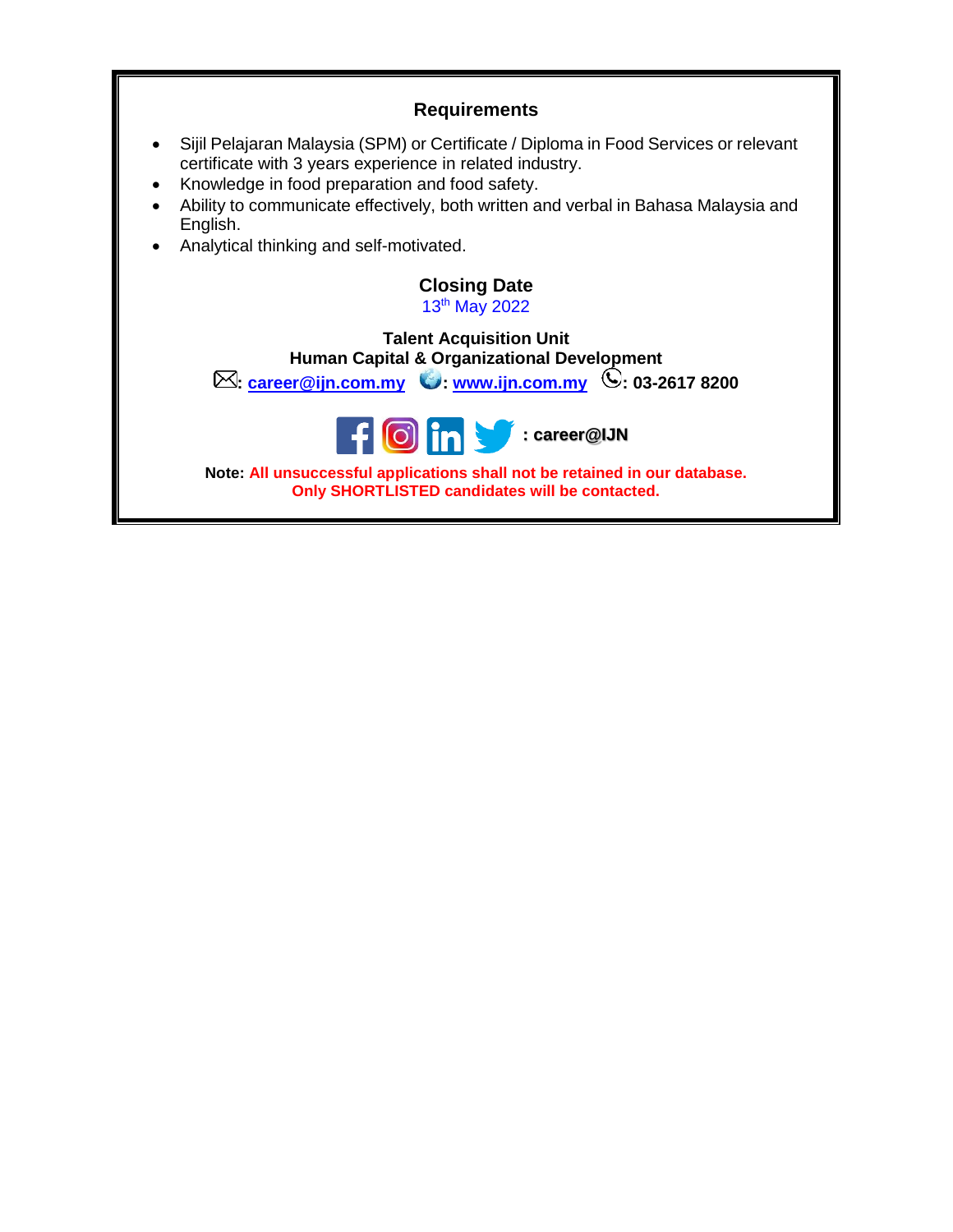## Requirements

- Sijil Pelajaran Malaysia (SPM) or Certificate / Diploma in Food Services or relevant certificate with 3 years experience in related industry.
- Knowledge in food preparation and food safety.
- Ability to communicate effectively, both written and verbal in Bahasa Malaysia and English.
- Analytical thinking and self-motivated.

**Closing Date**

13th May 2022

**Talent Acquisition Unit**
**Human Capital & Organizational Development**

**: career@ijn.com.my** **: www.ijn.com.my** **: 03-2617 8200**

**: career@IJN**

**Note: All unsuccessful applications shall not be retained in our database. Only SHORTLISTED candidates will be contacted.**